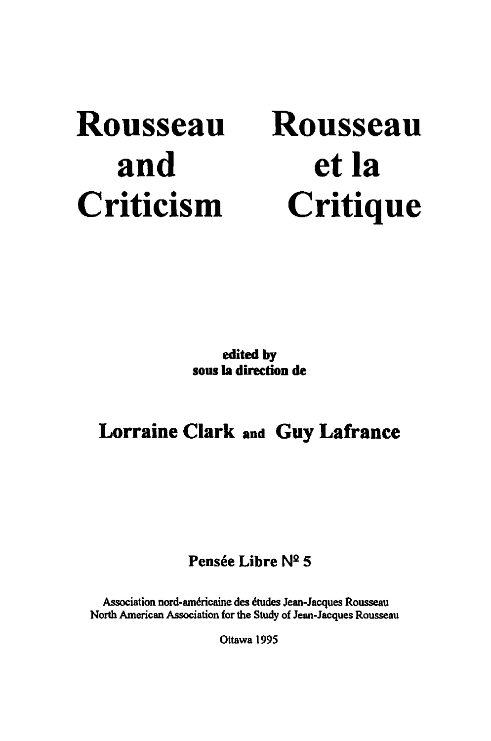# Rousseau and Criticism

# Rousseau et la Critique

**edited by**
**sous la direction de**

## Lorraine Clark and Guy Lafrance

Pensée Libre Nº 5

Association nord-américaine des études Jean-Jacques Rousseau
North American Association for the Study of Jean-Jacques Rousseau

Ottawa 1995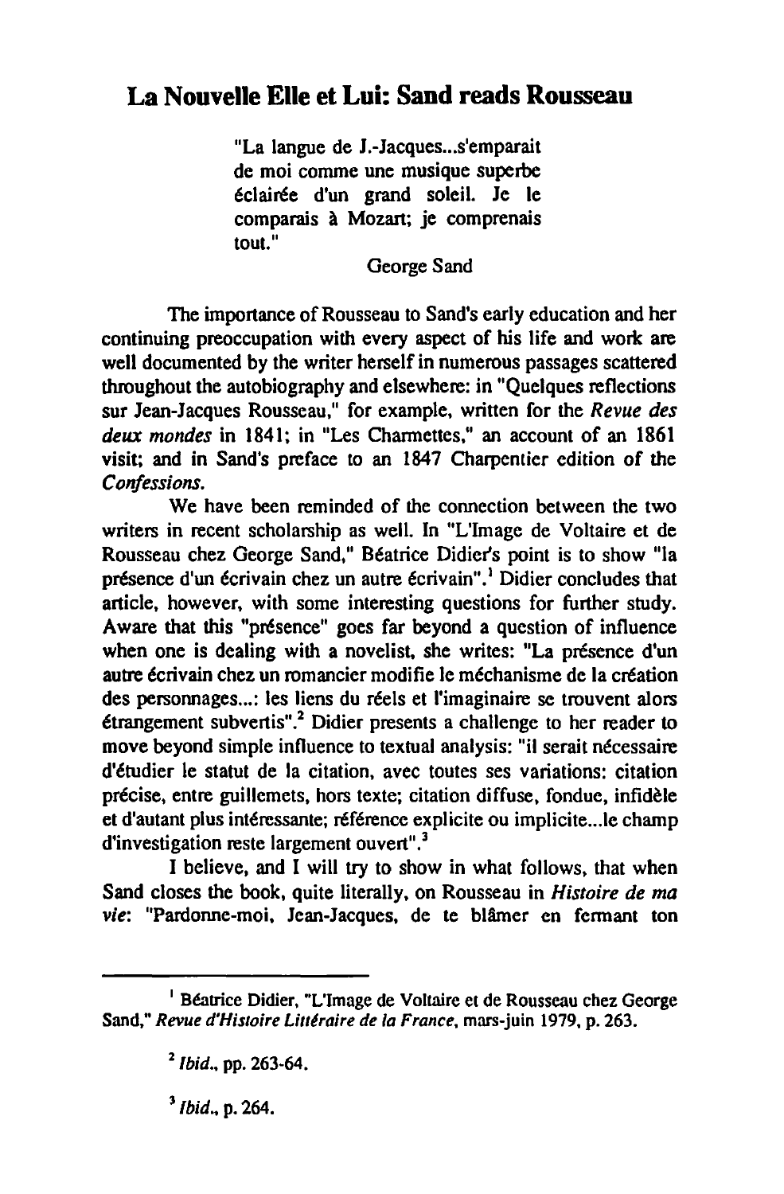# La Nouvelle Elle et Lui: Sand reads Rousseau

> "La langue de J.-Jacques...s'emparait de moi comme une musique superbe éclairée d'un grand soleil. Je le comparais à Mozart; je comprenais tout."
>
> George Sand

The importance of Rousseau to Sand's early education and her continuing preoccupation with every aspect of his life and work are well documented by the writer herself in numerous passages scattered throughout the autobiography and elsewhere: in "Quelques reflections sur Jean-Jacques Rousseau," for example, written for the *Revue des deux mondes* in 1841; in "Les Charmettes," an account of an 1861 visit; and in Sand's preface to an 1847 Charpentier edition of the *Confessions.*

We have been reminded of the connection between the two writers in recent scholarship as well. In "L'Image de Voltaire et de Rousseau chez George Sand," Béatrice Didier's point is to show "la présence d'un écrivain chez un autre écrivain".[1] Didier concludes that article, however, with some interesting questions for further study. Aware that this "présence" goes far beyond a question of influence when one is dealing with a novelist, she writes: "La présence d'un autre écrivain chez un romancier modifie le méchanisme de la création des personnages...: les liens du réels et l'imaginaire se trouvent alors étrangement subvertis".[2] Didier presents a challenge to her reader to move beyond simple influence to textual analysis: "il serait nécessaire d'étudier le statut de la citation, avec toutes ses variations: citation précise, entre guillemets, hors texte; citation diffuse, fondue, infidèle et d'autant plus intéressante; référence explicite ou implicite...le champ d'investigation reste largement ouvert".[3]

I believe, and I will try to show in what follows, that when Sand closes the book, quite literally, on Rousseau in *Histoire de ma vie*: "Pardonne-moi, Jean-Jacques, de te blâmer en fermant ton

---

[1] Béatrice Didier, "L'Image de Voltaire et de Rousseau chez George Sand," *Revue d'Histoire Littéraire de la France*, mars-juin 1979, p. 263.

[2] *Ibid.*, pp. 263-64.

[3] *Ibid.*, p. 264.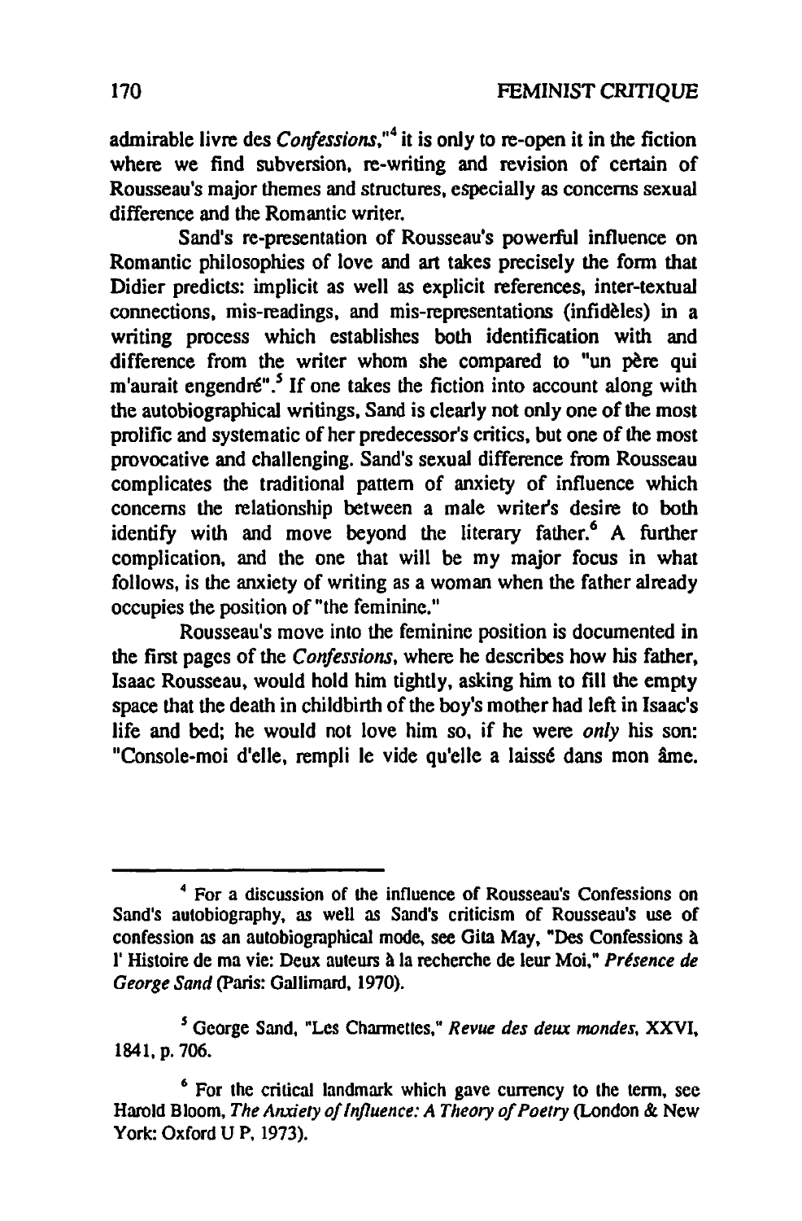admirable livre des *Confessions*,"[4] it is only to re-open it in the fiction where we find subversion, re-writing and revision of certain of Rousseau's major themes and structures, especially as concerns sexual difference and the Romantic writer.

Sand's re-presentation of Rousseau's powerful influence on Romantic philosophies of love and art takes precisely the form that Didier predicts: implicit as well as explicit references, inter-textual connections, mis-readings, and mis-representations (infidèles) in a writing process which establishes both identification with and difference from the writer whom she compared to "un père qui m'aurait engendré".[5] If one takes the fiction into account along with the autobiographical writings, Sand is clearly not only one of the most prolific and systematic of her predecessor's critics, but one of the most provocative and challenging. Sand's sexual difference from Rousseau complicates the traditional pattern of anxiety of influence which concerns the relationship between a male writer's desire to both identify with and move beyond the literary father.[6] A further complication, and the one that will be my major focus in what follows, is the anxiety of writing as a woman when the father already occupies the position of "the feminine."

Rousseau's move into the feminine position is documented in the first pages of the *Confessions*, where he describes how his father, Isaac Rousseau, would hold him tightly, asking him to fill the empty space that the death in childbirth of the boy's mother had left in Isaac's life and bed; he would not love him so, if he were *only* his son: "Console-moi d'elle, rempli le vide qu'elle a laissé dans mon âme.

---

[4] For a discussion of the influence of Rousseau's Confessions on Sand's autobiography, as well as Sand's criticism of Rousseau's use of confession as an autobiographical mode, see Gita May, "Des Confessions à l' Histoire de ma vie: Deux auteurs à la recherche de leur Moi," *Présence de George Sand* (Paris: Gallimard, 1970).

[5] George Sand, "Les Charmettes," *Revue des deux mondes*, XXVI, 1841, p. 706.

[6] For the critical landmark which gave currency to the term, see Harold Bloom, *The Anxiety of Influence: A Theory of Poetry* (London & New York: Oxford U P, 1973).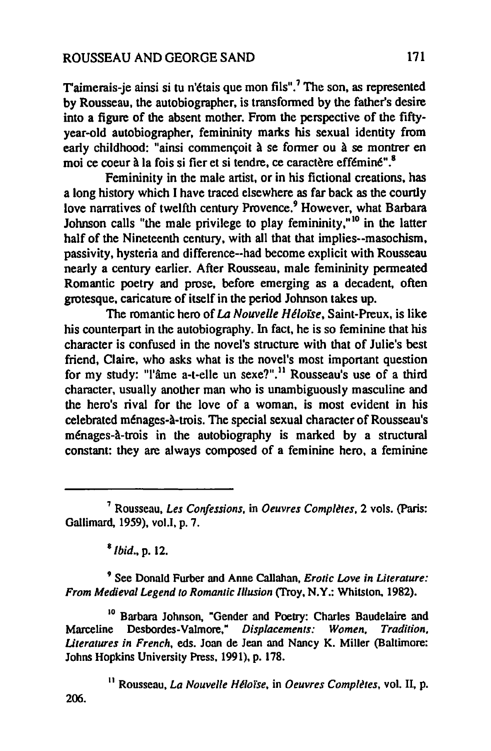T'aimerais-je ainsi si tu n'étais que mon fils".[7] The son, as represented by Rousseau, the autobiographer, is transformed by the father's desire into a figure of the absent mother. From the perspective of the fifty-year-old autobiographer, femininity marks his sexual identity from early childhood: "ainsi commençoit à se former ou à se montrer en moi ce coeur à la fois si fier et si tendre, ce caractère efféminé".[8]

Femininity in the male artist, or in his fictional creations, has a long history which I have traced elsewhere as far back as the courtly love narratives of twelfth century Provence.[9] However, what Barbara Johnson calls "the male privilege to play femininity,"[10] in the latter half of the Nineteenth century, with all that that implies--masochism, passivity, hysteria and difference--had become explicit with Rousseau nearly a century earlier. After Rousseau, male femininity permeated Romantic poetry and prose, before emerging as a decadent, often grotesque, caricature of itself in the period Johnson takes up.

The romantic hero of *La Nouvelle Héloïse*, Saint-Preux, is like his counterpart in the autobiography. In fact, he is so feminine that his character is confused in the novel's structure with that of Julie's best friend, Claire, who asks what is the novel's most important question for my study: "l'âme a-t-elle un sexe?".[11] Rousseau's use of a third character, usually another man who is unambiguously masculine and the hero's rival for the love of a woman, is most evident in his celebrated ménages-à-trois. The special sexual character of Rousseau's ménages-à-trois in the autobiography is marked by a structural constant: they are always composed of a feminine hero, a feminine

---

[7] Rousseau, *Les Confessions*, in *Oeuvres Complètes*, 2 vols. (Paris: Gallimard, 1959), vol.I, p. 7.

[8] *Ibid.*, p. 12.

[9] See Donald Furber and Anne Callahan, *Erotic Love in Literature: From Medieval Legend to Romantic Illusion* (Troy, N.Y.: Whitston, 1982).

[10] Barbara Johnson, "Gender and Poetry: Charles Baudelaire and Marceline Desbordes-Valmore," *Displacements: Women, Tradition, Literatures in French*, eds. Joan de Jean and Nancy K. Miller (Baltimore: Johns Hopkins University Press, 1991), p. 178.

[11] Rousseau, *La Nouvelle Héloïse*, in *Oeuvres Complètes*, vol. II, p. 206.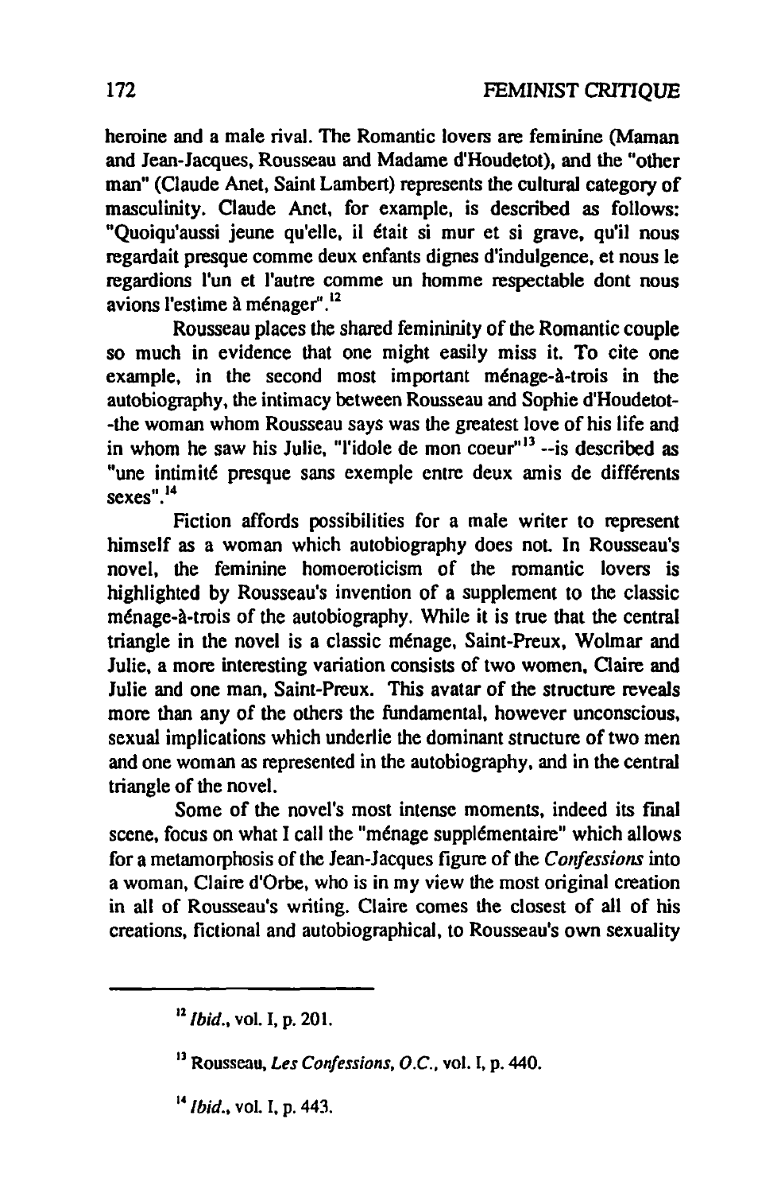heroine and a male rival. The Romantic lovers are feminine (Maman and Jean-Jacques, Rousseau and Madame d'Houdetot), and the "other man" (Claude Anet, Saint Lambert) represents the cultural category of masculinity. Claude Anet, for example, is described as follows: "Quoiqu'aussi jeune qu'elle, il était si mur et si grave, qu'il nous regardait presque comme deux enfants dignes d'indulgence, et nous le regardions l'un et l'autre comme un homme respectable dont nous avions l'estime à ménager".[12]

Rousseau places the shared femininity of the Romantic couple so much in evidence that one might easily miss it. To cite one example, in the second most important ménage-à-trois in the autobiography, the intimacy between Rousseau and Sophie d'Houdetot--the woman whom Rousseau says was the greatest love of his life and in whom he saw his Julie, "l'idole de mon coeur"[13] --is described as "une intimité presque sans exemple entre deux amis de différents sexes".[14]

Fiction affords possibilities for a male writer to represent himself as a woman which autobiography does not. In Rousseau's novel, the feminine homoeroticism of the romantic lovers is highlighted by Rousseau's invention of a supplement to the classic ménage-à-trois of the autobiography. While it is true that the central triangle in the novel is a classic ménage, Saint-Preux, Wolmar and Julie, a more interesting variation consists of two women, Claire and Julie and one man, Saint-Preux. This avatar of the structure reveals more than any of the others the fundamental, however unconscious, sexual implications which underlie the dominant structure of two men and one woman as represented in the autobiography, and in the central triangle of the novel.

Some of the novel's most intense moments, indeed its final scene, focus on what I call the "ménage supplémentaire" which allows for a metamorphosis of the Jean-Jacques figure of the *Confessions* into a woman, Claire d'Orbe, who is in my view the most original creation in all of Rousseau's writing. Claire comes the closest of all of his creations, fictional and autobiographical, to Rousseau's own sexuality

---

[12] *Ibid.*, vol. I, p. 201.

[13] Rousseau, *Les Confessions, O.C.*, vol. I, p. 440.

[14] *Ibid.*, vol. I, p. 443.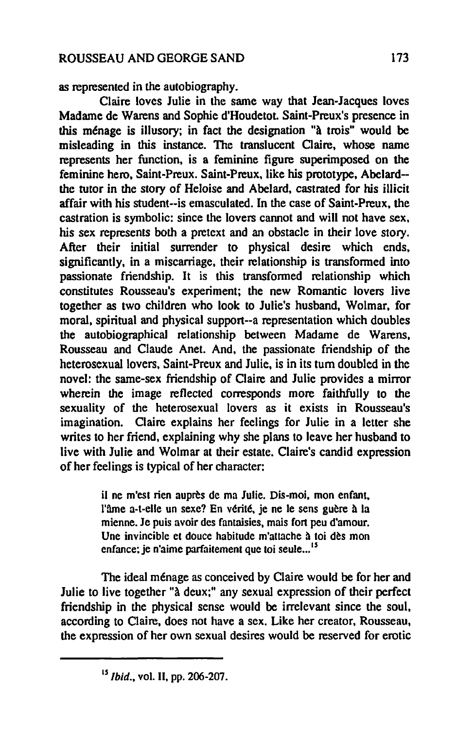as represented in the autobiography.

Claire loves Julie in the same way that Jean-Jacques loves Madame de Warens and Sophie d'Houdetot. Saint-Preux's presence in this ménage is illusory; in fact the designation "à trois" would be misleading in this instance. The translucent Claire, whose name represents her function, is a feminine figure superimposed on the feminine hero, Saint-Preux. Saint-Preux, like his prototype, Abelard--the tutor in the story of Heloise and Abelard, castrated for his illicit affair with his student--is emasculated. In the case of Saint-Preux, the castration is symbolic: since the lovers cannot and will not have sex, his sex represents both a pretext and an obstacle in their love story. After their initial surrender to physical desire which ends, significantly, in a miscarriage, their relationship is transformed into passionate friendship. It is this transformed relationship which constitutes Rousseau's experiment; the new Romantic lovers live together as two children who look to Julie's husband, Wolmar, for moral, spiritual and physical support--a representation which doubles the autobiographical relationship between Madame de Warens, Rousseau and Claude Anet. And, the passionate friendship of the heterosexual lovers, Saint-Preux and Julie, is in its turn doubled in the novel: the same-sex friendship of Claire and Julie provides a mirror wherein the image reflected corresponds more faithfully to the sexuality of the heterosexual lovers as it exists in Rousseau's imagination. Claire explains her feelings for Julie in a letter she writes to her friend, explaining why she plans to leave her husband to live with Julie and Wolmar at their estate. Claire's candid expression of her feelings is typical of her character:

> il ne m'est rien auprès de ma Julie. Dis-moi, mon enfant, l'âme a-t-elle un sexe? En vérité, je ne le sens guère à la mienne. Je puis avoir des fantaisies, mais fort peu d'amour. Une invincible et douce habitude m'attache à toi dès mon enfance; je n'aime parfaitement que toi seule...[15]

The ideal ménage as conceived by Claire would be for her and Julie to live together "à deux;" any sexual expression of their perfect friendship in the physical sense would be irrelevant since the soul, according to Claire, does not have a sex. Like her creator, Rousseau, the expression of her own sexual desires would be reserved for erotic

---

[15] *Ibid.*, vol. II, pp. 206-207.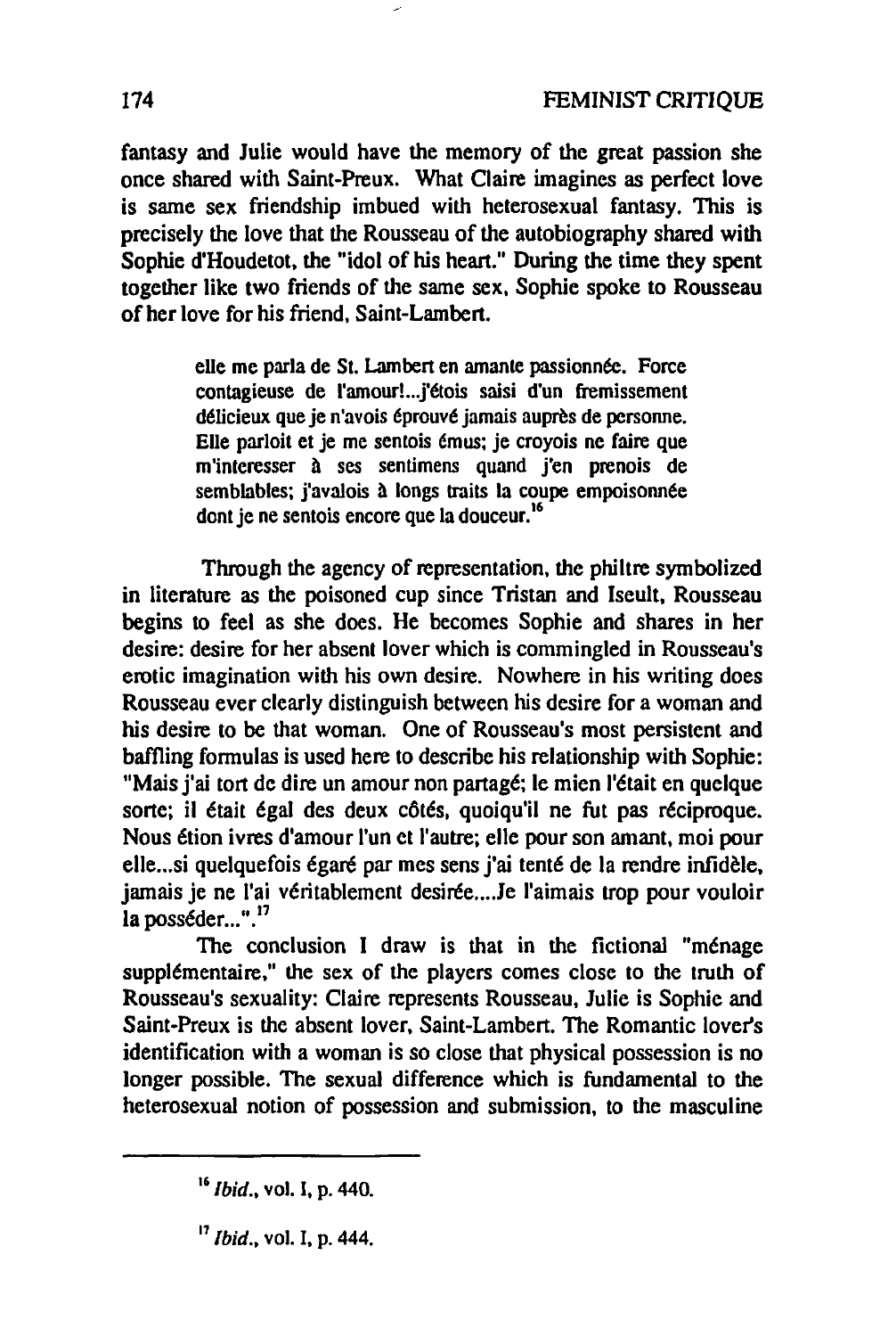fantasy and Julie would have the memory of the great passion she once shared with Saint-Preux. What Claire imagines as perfect love is same sex friendship imbued with heterosexual fantasy. This is precisely the love that the Rousseau of the autobiography shared with Sophie d'Houdetot, the "idol of his heart." During the time they spent together like two friends of the same sex, Sophie spoke to Rousseau of her love for his friend, Saint-Lambert.

> elle me parla de St. Lambert en amante passionnée. Force contagieuse de l'amour!...j'étois saisi d'un fremissement délicieux que je n'avois éprouvé jamais auprès de personne. Elle parloit et je me sentois émus; je croyois ne faire que m'interesser à ses sentimens quand j'en prenois de semblables; j'avalois à longs traits la coupe empoisonnée dont je ne sentois encore que la douceur.[16]

Through the agency of representation, the philtre symbolized in literature as the poisoned cup since Tristan and Iseult, Rousseau begins to feel as she does. He becomes Sophie and shares in her desire: desire for her absent lover which is commingled in Rousseau's erotic imagination with his own desire. Nowhere in his writing does Rousseau ever clearly distinguish between his desire for a woman and his desire to be that woman. One of Rousseau's most persistent and baffling formulas is used here to describe his relationship with Sophie: "Mais j'ai tort de dire un amour non partagé; le mien l'était en quelque sorte; il était égal des deux côtés, quoiqu'il ne fut pas réciproque. Nous étion ivres d'amour l'un et l'autre; elle pour son amant, moi pour elle...si quelquefois égaré par mes sens j'ai tenté de la rendre infidèle, jamais je ne l'ai véritablement desirée....Je l'aimais trop pour vouloir la posséder...".[17]

The conclusion I draw is that in the fictional "ménage supplémentaire," the sex of the players comes close to the truth of Rousseau's sexuality: Claire represents Rousseau, Julie is Sophie and Saint-Preux is the absent lover, Saint-Lambert. The Romantic lover's identification with a woman is so close that physical possession is no longer possible. The sexual difference which is fundamental to the heterosexual notion of possession and submission, to the masculine

---

[16] *Ibid.*, vol. I, p. 440.

[17] *Ibid.*, vol. I, p. 444.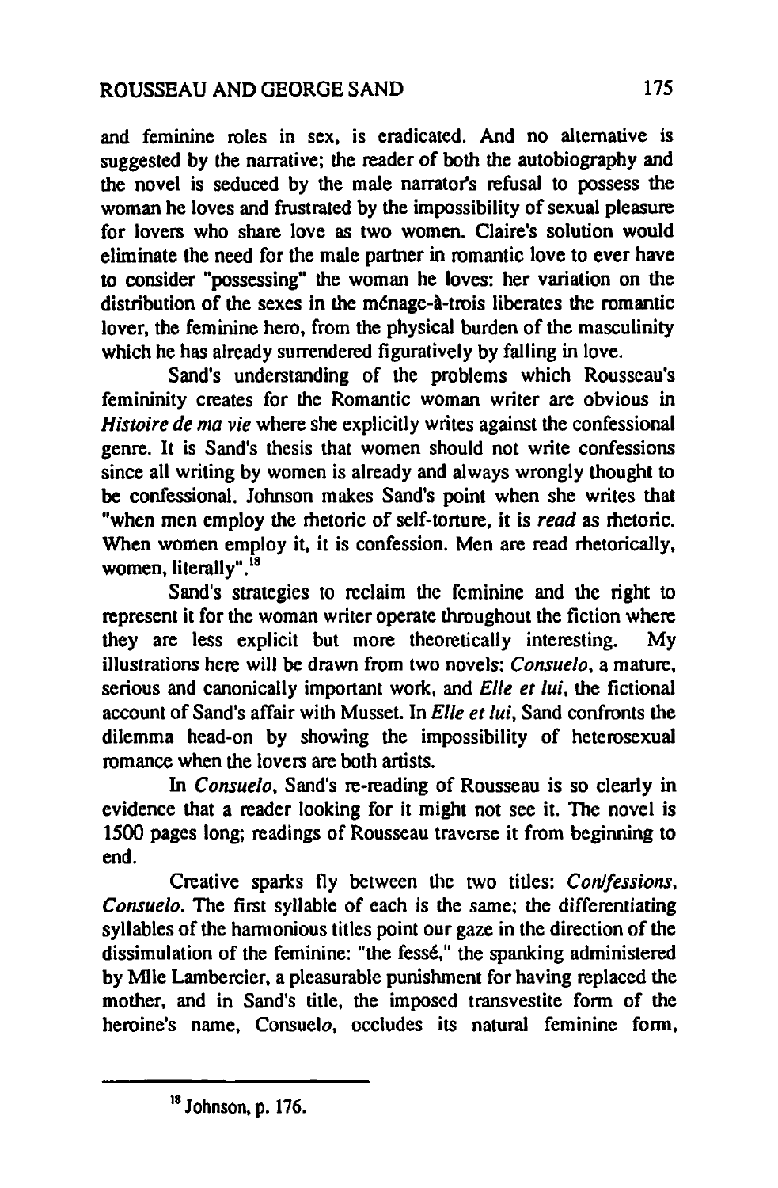and feminine roles in sex, is eradicated. And no alternative is suggested by the narrative; the reader of both the autobiography and the novel is seduced by the male narrator's refusal to possess the woman he loves and frustrated by the impossibility of sexual pleasure for lovers who share love as two women. Claire's solution would eliminate the need for the male partner in romantic love to ever have to consider "possessing" the woman he loves: her variation on the distribution of the sexes in the ménage-à-trois liberates the romantic lover, the feminine hero, from the physical burden of the masculinity which he has already surrendered figuratively by falling in love.

Sand's understanding of the problems which Rousseau's femininity creates for the Romantic woman writer are obvious in *Histoire de ma vie* where she explicitly writes against the confessional genre. It is Sand's thesis that women should not write confessions since all writing by women is already and always wrongly thought to be confessional. Johnson makes Sand's point when she writes that "when men employ the rhetoric of self-torture, it is *read* as rhetoric. When women employ it, it is confession. Men are read rhetorically, women, literally".[18]

Sand's strategies to reclaim the feminine and the right to represent it for the woman writer operate throughout the fiction where they are less explicit but more theoretically interesting. My illustrations here will be drawn from two novels: *Consuelo*, a mature, serious and canonically important work, and *Elle et lui*, the fictional account of Sand's affair with Musset. In *Elle et lui*, Sand confronts the dilemma head-on by showing the impossibility of heterosexual romance when the lovers are both artists.

In *Consuelo*, Sand's re-reading of Rousseau is so clearly in evidence that a reader looking for it might not see it. The novel is 1500 pages long; readings of Rousseau traverse it from beginning to end.

Creative sparks fly between the two titles: *Con/fessions*, *Consuelo*. The first syllable of each is the same; the differentiating syllables of the harmonious titles point our gaze in the direction of the dissimulation of the feminine: "the fessé," the spanking administered by Mlle Lambercier, a pleasurable punishment for having replaced the mother, and in Sand's title, the imposed transvestite form of the heroine's name, Consuel*o*, occludes its natural feminine form,

[18] Johnson, p. 176.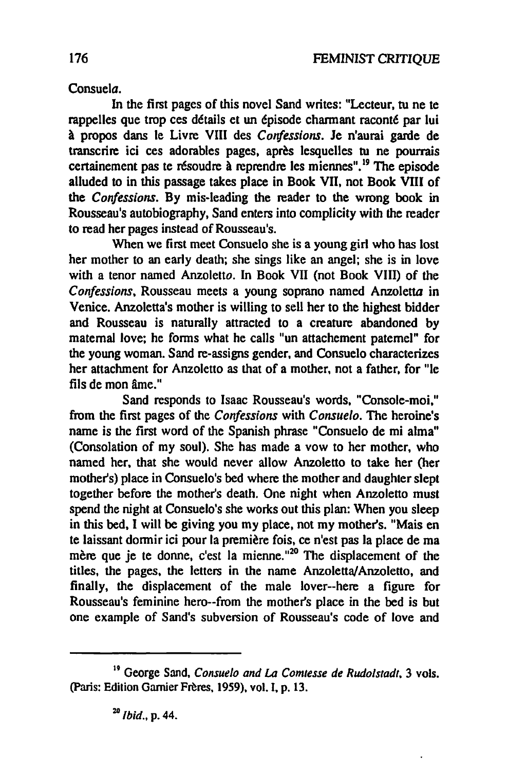Consuel*a*.

In the first pages of this novel Sand writes: "Lecteur, tu ne te rappelles que trop ces détails et un épisode charmant raconté par lui à propos dans le Livre VIII des *Confessions*. Je n'aurai garde de transcrire ici ces adorables pages, après lesquelles tu ne pourrais certainement pas te résoudre à reprendre les miennes".[19] The episode alluded to in this passage takes place in Book VII, not Book VIII of the *Confessions*. By mis-leading the reader to the wrong book in Rousseau's autobiography, Sand enters into complicity with the reader to read her pages instead of Rousseau's.

When we first meet Consuelo she is a young girl who has lost her mother to an early death; she sings like an angel; she is in love with a tenor named Anzolett*o*. In Book VII (not Book VIII) of the *Confessions*, Rousseau meets a young soprano named Anzolett*a* in Venice. Anzoletta's mother is willing to sell her to the highest bidder and Rousseau is naturally attracted to a creature abandoned by maternal love; he forms what he calls "un attachement paternel" for the young woman. Sand re-assigns gender, and Consuelo characterizes her attachment for Anzoletto as that of a mother, not a father, for "le fils de mon âme."

Sand responds to Isaac Rousseau's words, "Console-moi," from the first pages of the *Confessions* with *Consuelo*. The heroine's name is the first word of the Spanish phrase "Consuelo de mi alma" (Consolation of my soul). She has made a vow to her mother, who named her, that she would never allow Anzoletto to take her (her mother's) place in Consuelo's bed where the mother and daughter slept together before the mother's death. One night when Anzoletto must spend the night at Consuelo's she works out this plan: When you sleep in this bed, I will be giving you my place, not my mother's. "Mais en te laissant dormir ici pour la première fois, ce n'est pas la place de ma mère que je te donne, c'est la mienne."[20] The displacement of the titles, the pages, the letters in the name Anzoletta/Anzoletto, and finally, the displacement of the male lover--here a figure for Rousseau's feminine hero--from the mother's place in the bed is but one example of Sand's subversion of Rousseau's code of love and

---

[19] George Sand, *Consuelo and La Comtesse de Rudolstadt*, 3 vols. (Paris: Edition Garnier Frères, 1959), vol. I, p. 13.

[20] *Ibid*., p. 44.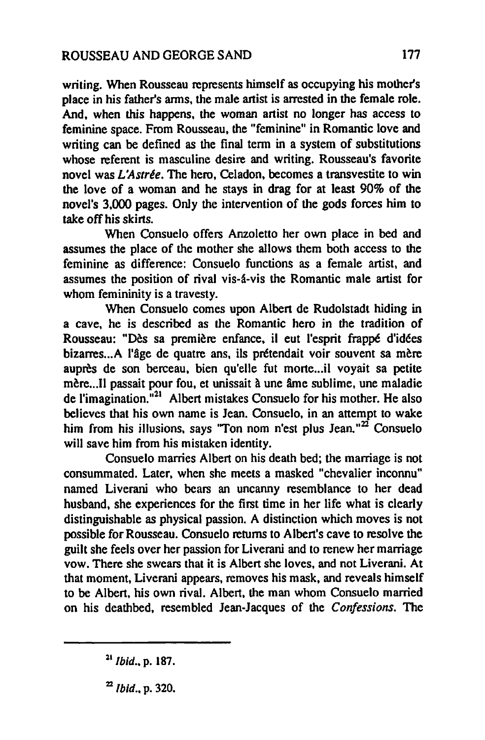writing. When Rousseau represents himself as occupying his mother's place in his father's arms, the male artist is arrested in the female role. And, when this happens, the woman artist no longer has access to feminine space. From Rousseau, the "feminine" in Romantic love and writing can be defined as the final term in a system of substitutions whose referent is masculine desire and writing. Rousseau's favorite novel was *L'Astrée*. The hero, Celadon, becomes a transvestite to win the love of a woman and he stays in drag for at least 90% of the novel's 3,000 pages. Only the intervention of the gods forces him to take off his skirts.

When Consuelo offers Anzoletto her own place in bed and assumes the place of the mother she allows them both access to the feminine as difference: Consuelo functions as a female artist, and assumes the position of rival vis-á-vis the Romantic male artist for whom femininity is a travesty.

When Consuelo comes upon Albert de Rudolstadt hiding in a cave, he is described as the Romantic hero in the tradition of Rousseau: "Dès sa première enfance, il eut l'esprit frappé d'idées bizarres...A l'âge de quatre ans, ils prétendait voir souvent sa mère auprès de son berceau, bien qu'elle fut morte...il voyait sa petite mère...Il passait pour fou, et unissait à une âme sublime, une maladie de l'imagination."[21] Albert mistakes Consuelo for his mother. He also believes that his own name is Jean. Consuelo, in an attempt to wake him from his illusions, says "Ton nom n'est plus Jean."[22] Consuelo will save him from his mistaken identity.

Consuelo marries Albert on his death bed; the marriage is not consummated. Later, when she meets a masked "chevalier inconnu" named Liverani who bears an uncanny resemblance to her dead husband, she experiences for the first time in her life what is clearly distinguishable as physical passion. A distinction which moves is not possible for Rousseau. Consuelo returns to Albert's cave to resolve the guilt she feels over her passion for Liverani and to renew her marriage vow. There she swears that it is Albert she loves, and not Liverani. At that moment, Liverani appears, removes his mask, and reveals himself to be Albert, his own rival. Albert, the man whom Consuelo married on his deathbed, resembled Jean-Jacques of the *Confessions*. The

---

[21] *Ibid.*, p. 187.

[22] *Ibid.*, p. 320.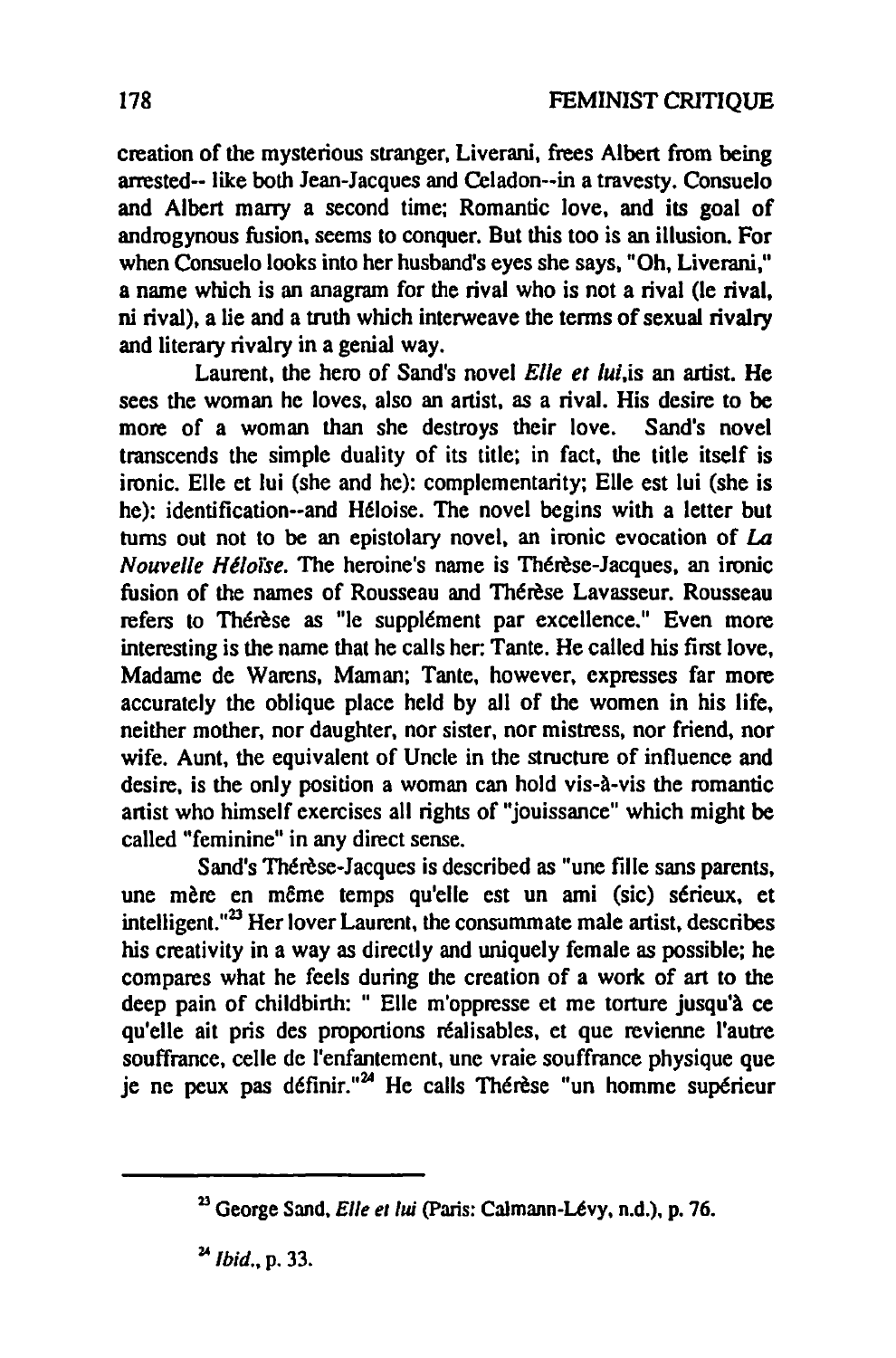creation of the mysterious stranger, Liverani, frees Albert from being arrested-- like both Jean-Jacques and Celadon--in a travesty. Consuelo and Albert marry a second time; Romantic love, and its goal of androgynous fusion, seems to conquer. But this too is an illusion. For when Consuelo looks into her husband's eyes she says, "Oh, Liverani," a name which is an anagram for the rival who is not a rival (le rival, ni rival), a lie and a truth which interweave the terms of sexual rivalry and literary rivalry in a genial way.

Laurent, the hero of Sand's novel *Elle et lui*,is an artist. He sees the woman he loves, also an artist, as a rival. His desire to be more of a woman than she destroys their love. Sand's novel transcends the simple duality of its title; in fact, the title itself is ironic. Elle et lui (she and he): complementarity; Elle est lui (she is he): identification--and Héloise. The novel begins with a letter but turns out not to be an epistolary novel, an ironic evocation of *La Nouvelle Héloïse*. The heroine's name is Thérèse-Jacques, an ironic fusion of the names of Rousseau and Thérèse Lavasseur. Rousseau refers to Thérèse as "le supplément par excellence." Even more interesting is the name that he calls her: Tante. He called his first love, Madame de Warens, Maman; Tante, however, expresses far more accurately the oblique place held by all of the women in his life, neither mother, nor daughter, nor sister, nor mistress, nor friend, nor wife. Aunt, the equivalent of Uncle in the structure of influence and desire, is the only position a woman can hold vis-à-vis the romantic artist who himself exercises all rights of "jouissance" which might be called "feminine" in any direct sense.

Sand's Thérèse-Jacques is described as "une fille sans parents, une mère en même temps qu'elle est un ami (sic) sérieux, et intelligent."[23] Her lover Laurent, the consummate male artist, describes his creativity in a way as directly and uniquely female as possible; he compares what he feels during the creation of a work of art to the deep pain of childbirth: " Elle m'oppresse et me torture jusqu'à ce qu'elle ait pris des proportions réalisables, et que revienne l'autre souffrance, celle de l'enfantement, une vraie souffrance physique que je ne peux pas définir."[24] He calls Thérèse "un homme supérieur

---

[23] George Sand, *Elle et lui* (Paris: Calmann-Lévy, n.d.), p. 76.

[24] *Ibid.*, p. 33.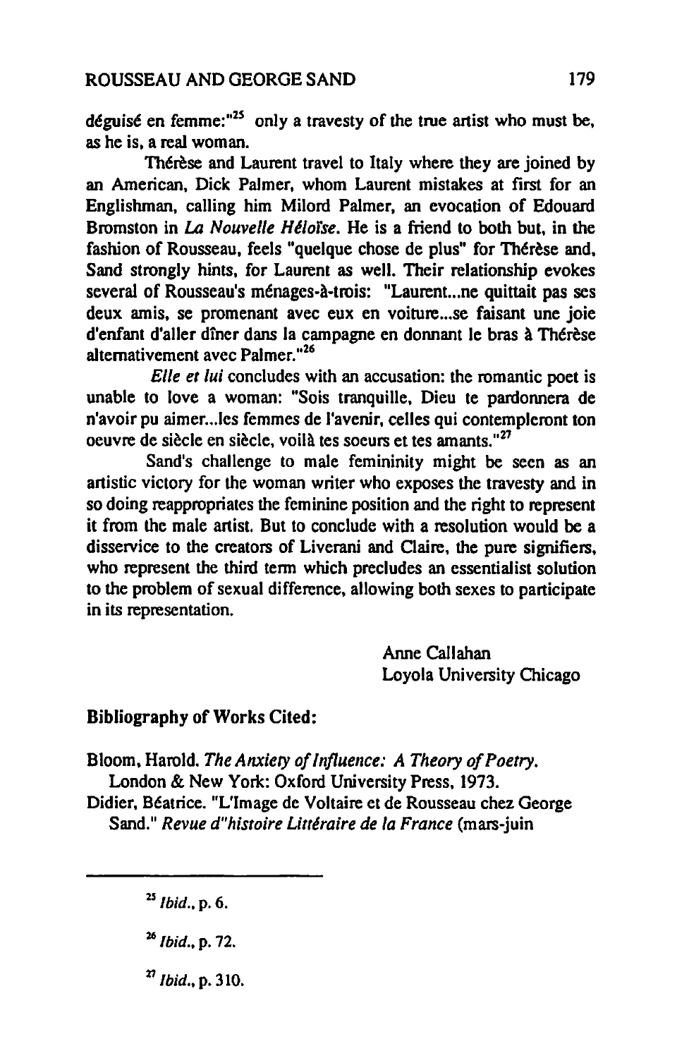déguisé en femme:"[25] only a travesty of the true artist who must be, as he is, a real woman.

Thérèse and Laurent travel to Italy where they are joined by an American, Dick Palmer, whom Laurent mistakes at first for an Englishman, calling him Milord Palmer, an evocation of Edouard Bromston in *La Nouvelle Héloïse*. He is a friend to both but, in the fashion of Rousseau, feels "quelque chose de plus" for Thérèse and, Sand strongly hints, for Laurent as well. Their relationship evokes several of Rousseau's ménages-à-trois: "Laurent...ne quittait pas ses deux amis, se promenant avec eux en voiture...se faisant une joie d'enfant d'aller dîner dans la campagne en donnant le bras à Thérèse alternativement avec Palmer."[26]

*Elle et lui* concludes with an accusation: the romantic poet is unable to love a woman: "Sois tranquille, Dieu te pardonnera de n'avoir pu aimer...les femmes de l'avenir, celles qui contempleront ton oeuvre de siècle en siècle, voilà tes soeurs et tes amants."[27]

Sand's challenge to male femininity might be seen as an artistic victory for the woman writer who exposes the travesty and in so doing reappropriates the feminine position and the right to represent it from the male artist. But to conclude with a resolution would be a disservice to the creators of Liverani and Claire, the pure signifiers, who represent the third term which precludes an essentialist solution to the problem of sexual difference, allowing both sexes to participate in its representation.

Anne Callahan
Loyola University Chicago

## Bibliography of Works Cited:

Bloom, Harold. *The Anxiety of Influence: A Theory of Poetry.* London & New York: Oxford University Press, 1973.

Didier, Béatrice. "L'Image de Voltaire et de Rousseau chez George Sand." *Revue d"histoire Littéraire de la France* (mars-juin

---

[25] *Ibid.*, p. 6.

[26] *Ibid.*, p. 72.

[27] *Ibid.*, p. 310.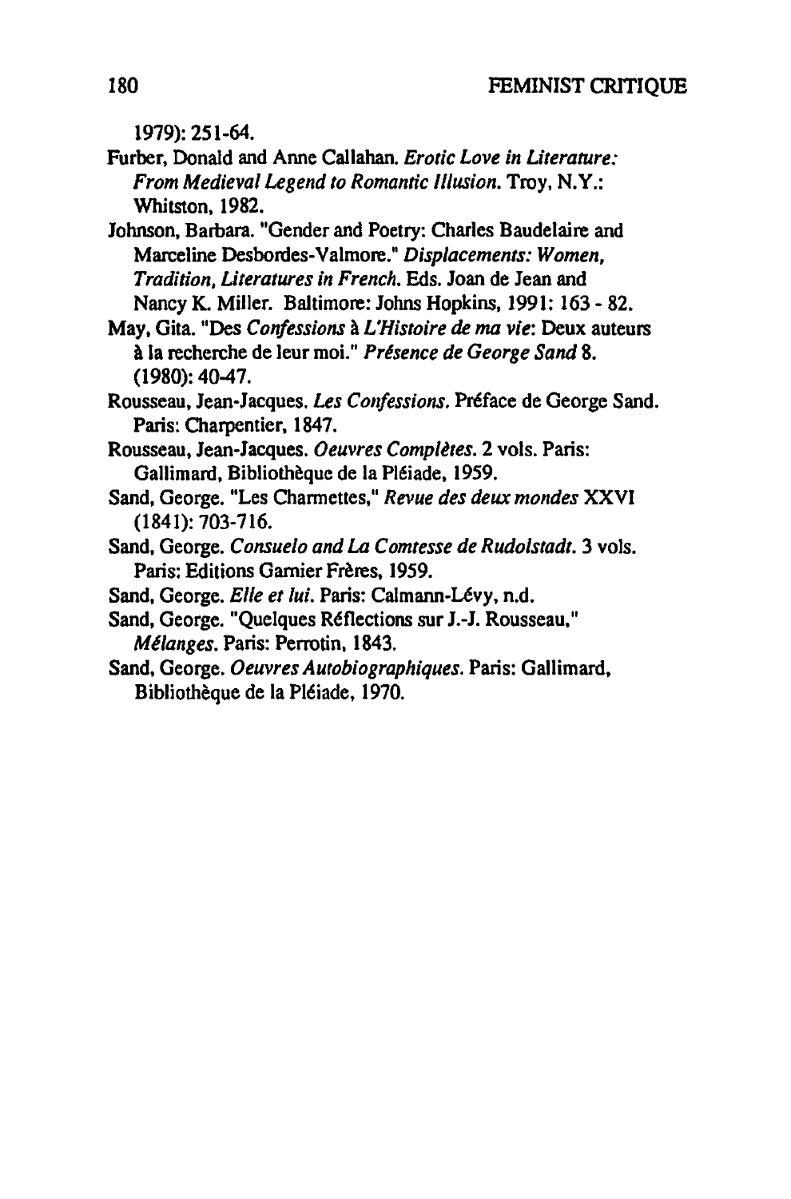1979): 251-64.

Furber, Donald and Anne Callahan. *Erotic Love in Literature: From Medieval Legend to Romantic Illusion.* Troy, N.Y.: Whitston, 1982.

Johnson, Barbara. "Gender and Poetry: Charles Baudelaire and Marceline Desbordes-Valmore." *Displacements: Women, Tradition, Literatures in French.* Eds. Joan de Jean and Nancy K. Miller. Baltimore: Johns Hopkins, 1991: 163 - 82.

May, Gita. "Des *Confessions* à *L'Histoire de ma vie*: Deux auteurs à la recherche de leur moi." *Présence de George Sand* 8. (1980): 40-47.

Rousseau, Jean-Jacques. *Les Confessions.* Préface de George Sand. Paris: Charpentier, 1847.

Rousseau, Jean-Jacques. *Oeuvres Complètes.* 2 vols. Paris: Gallimard, Bibliothèque de la Pléiade, 1959.

Sand, George. "Les Charmettes," *Revue des deux mondes* XXVI (1841): 703-716.

Sand, George. *Consuelo and La Comtesse de Rudolstadt.* 3 vols. Paris: Editions Garnier Frères, 1959.

Sand, George. *Elle et lui.* Paris: Calmann-Lévy, n.d.

Sand, George. "Quelques Réflections sur J.-J. Rousseau," *Mélanges.* Paris: Perrotin, 1843.

Sand, George. *Oeuvres Autobiographiques.* Paris: Gallimard, Bibliothèque de la Pléiade, 1970.